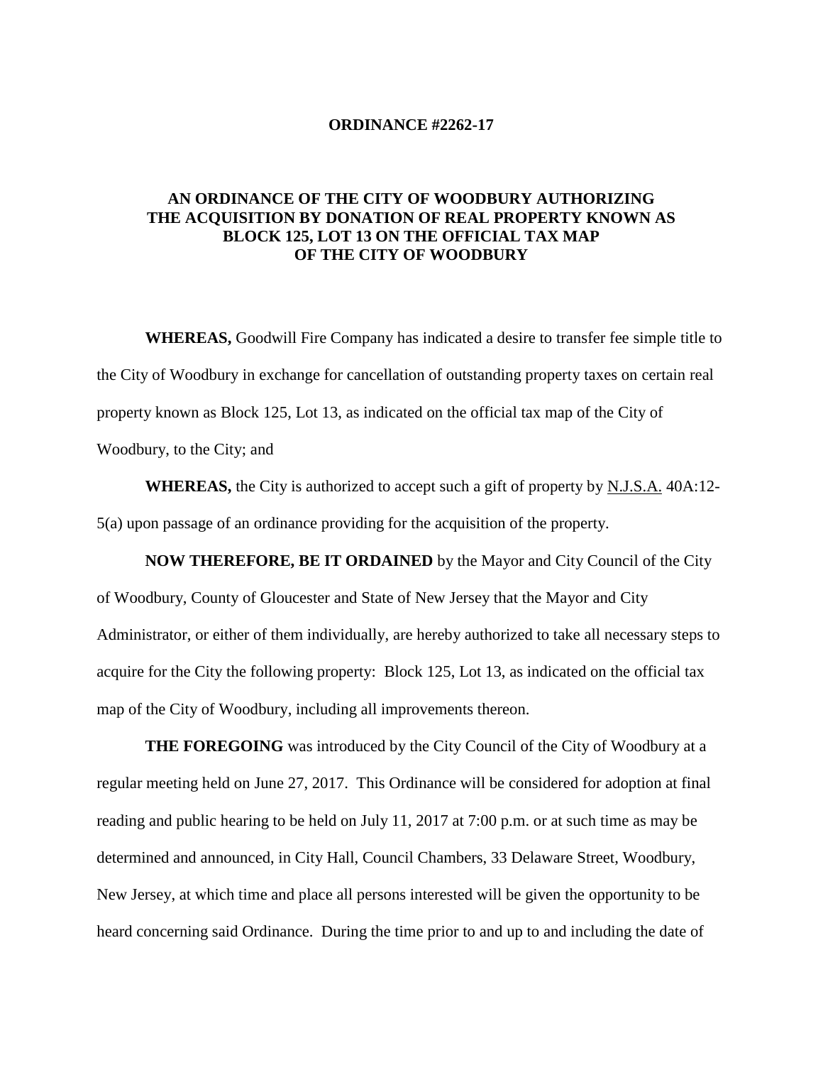**ORDINANCE #2262-17**

**AN ORDINANCE OF THE CITY OF WOODBURY AUTHORIZING THE ACQUISITION BY DONATION OF REAL PROPERTY KNOWN AS BLOCK 125, LOT 13 ON THE OFFICIAL TAX MAP OF THE CITY OF WOODBURY**

**WHEREAS,** Goodwill Fire Company has indicated a desire to transfer fee simple title to the City of Woodbury in exchange for cancellation of outstanding property taxes on certain real property known as Block 125, Lot 13, as indicated on the official tax map of the City of Woodbury, to the City; and

**WHEREAS,** the City is authorized to accept such a gift of property by N.J.S.A. 40A:12-5(a) upon passage of an ordinance providing for the acquisition of the property.

**NOW THEREFORE, BE IT ORDAINED** by the Mayor and City Council of the City of Woodbury, County of Gloucester and State of New Jersey that the Mayor and City Administrator, or either of them individually, are hereby authorized to take all necessary steps to acquire for the City the following property: Block 125, Lot 13, as indicated on the official tax map of the City of Woodbury, including all improvements thereon.

**THE FOREGOING** was introduced by the City Council of the City of Woodbury at a regular meeting held on June 27, 2017. This Ordinance will be considered for adoption at final reading and public hearing to be held on July 11, 2017 at 7:00 p.m. or at such time as may be determined and announced, in City Hall, Council Chambers, 33 Delaware Street, Woodbury, New Jersey, at which time and place all persons interested will be given the opportunity to be heard concerning said Ordinance. During the time prior to and up to and including the date of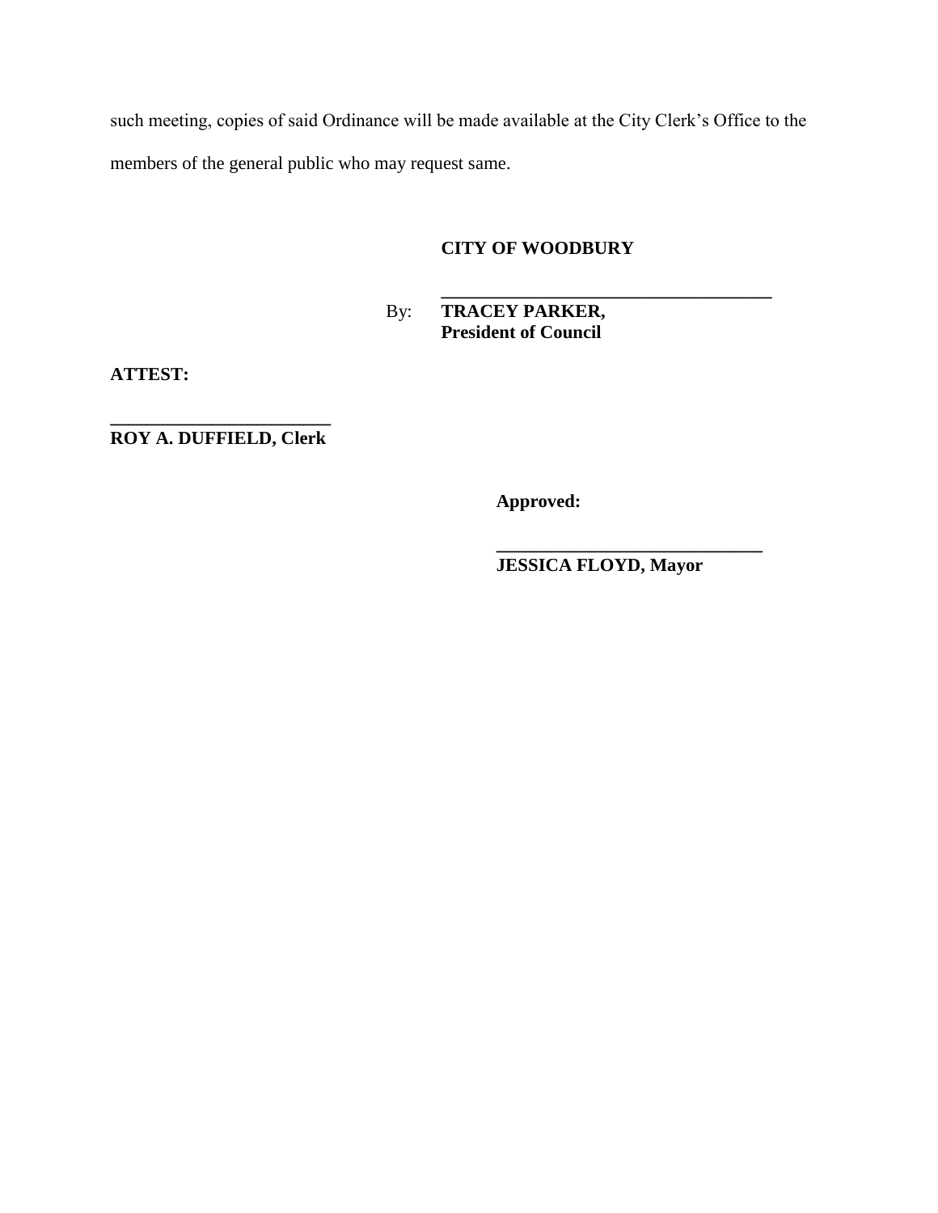such meeting, copies of said Ordinance will be made available at the City Clerk's Office to the members of the general public who may request same.

**CITY OF WOODBURY**

By: ______________________________
**TRACEY PARKER,**
**President of Council**

**ATTEST:**

______________________________
**ROY A. DUFFIELD, Clerk**

**Approved:**

______________________________
**JESSICA FLOYD, Mayor**